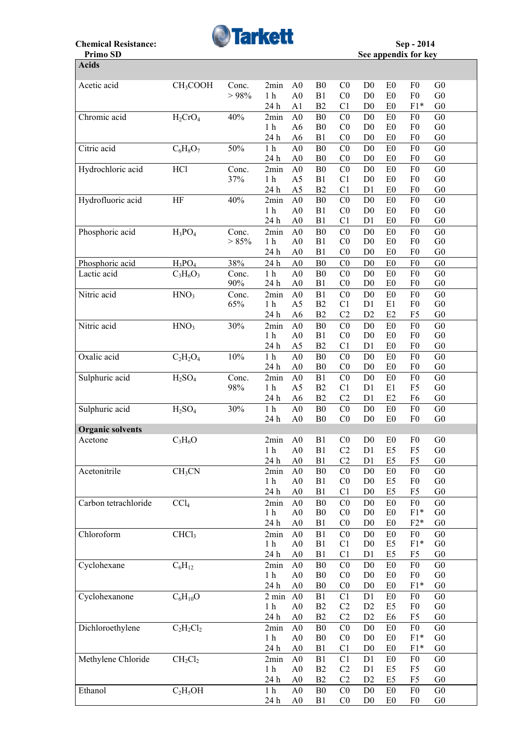**Chemical Resistance:** Tarkett **Sep - 2014**

**Primo SD** **See appendix for key**

| Chemical | Formula | Concentration | Time | A | B | C | D | E | F | G |
|---|---|---|---|---|---|---|---|---|---|---|
| **Acids** | | | | | | | | | | |
| Acetic acid | $CH_3COOH$ | Conc. > 98% | 2min | A0 | B0 | C0 | D0 | E0 | F0 | G0 |
| | | | 1 h | A0 | B1 | C0 | D0 | E0 | F0 | G0 |
| | | | 24 h | A1 | B2 | C1 | D0 | E0 | F1* | G0 |
| Chromic acid | $H_2CrO_4$ | 40% | 2min | A0 | B0 | C0 | D0 | E0 | F0 | G0 |
| | | | 1 h | A6 | B0 | C0 | D0 | E0 | F0 | G0 |
| | | | 24 h | A6 | B1 | C0 | D0 | E0 | F0 | G0 |
| Citric acid | $C_6H_8O_7$ | 50% | 1 h | A0 | B0 | C0 | D0 | E0 | F0 | G0 |
| | | | 24 h | A0 | B0 | C0 | D0 | E0 | F0 | G0 |
| Hydrochloric acid | $HCl$ | Conc. 37% | 2min | A0 | B0 | C0 | D0 | E0 | F0 | G0 |
| | | | 1 h | A5 | B1 | C1 | D0 | E0 | F0 | G0 |
| | | | 24 h | A5 | B2 | C1 | D1 | E0 | F0 | G0 |
| Hydrofluoric acid | $HF$ | 40% | 2min | A0 | B0 | C0 | D0 | E0 | F0 | G0 |
| | | | 1 h | A0 | B1 | C0 | D0 | E0 | F0 | G0 |
| | | | 24 h | A0 | B1 | C1 | D1 | E0 | F0 | G0 |
| Phosphoric acid | $H_3PO_4$ | Conc. > 85% | 2min | A0 | B0 | C0 | D0 | E0 | F0 | G0 |
| | | | 1 h | A0 | B1 | C0 | D0 | E0 | F0 | G0 |
| | | | 24 h | A0 | B1 | C0 | D0 | E0 | F0 | G0 |
| Phosphoric acid | $H_3PO_4$ | 38% | 24 h | A0 | B0 | C0 | D0 | E0 | F0 | G0 |
| Lactic acid | $C_3H_6O_3$ | Conc. 90% | 1 h | A0 | B0 | C0 | D0 | E0 | F0 | G0 |
| | | | 24 h | A0 | B1 | C0 | D0 | E0 | F0 | G0 |
| Nitric acid | $HNO_3$ | Conc. 65% | 2min | A0 | B1 | C0 | D0 | E0 | F0 | G0 |
| | | | 1 h | A5 | B2 | C1 | D1 | E1 | F0 | G0 |
| | | | 24 h | A6 | B2 | C2 | D2 | E2 | F5 | G0 |
| Nitric acid | $HNO_3$ | 30% | 2min | A0 | B0 | C0 | D0 | E0 | F0 | G0 |
| | | | 1 h | A0 | B1 | C0 | D0 | E0 | F0 | G0 |
| | | | 24 h | A5 | B2 | C1 | D1 | E0 | F0 | G0 |
| Oxalic acid | $C_2H_2O_4$ | 10% | 1 h | A0 | B0 | C0 | D0 | E0 | F0 | G0 |
| | | | 24 h | A0 | B0 | C0 | D0 | E0 | F0 | G0 |
| Sulphuric acid | $H_2SO_4$ | Conc. 98% | 2min | A0 | B1 | C0 | D0 | E0 | F0 | G0 |
| | | | 1 h | A5 | B2 | C1 | D1 | E1 | F5 | G0 |
| | | | 24 h | A6 | B2 | C2 | D1 | E2 | F6 | G0 |
| Sulphuric acid | $H_2SO_4$ | 30% | 1 h | A0 | B0 | C0 | D0 | E0 | F0 | G0 |
| | | | 24 h | A0 | B0 | C0 | D0 | E0 | F0 | G0 |
| **Organic solvents** | | | | | | | | | | |
| Acetone | $C_3H_6O$ | | 2min | A0 | B1 | C0 | D0 | E0 | F0 | G0 |
| | | | 1 h | A0 | B1 | C2 | D1 | E5 | F5 | G0 |
| | | | 24 h | A0 | B1 | C2 | D1 | E5 | F5 | G0 |
| Acetonitrile | $CH_3CN$ | | 2min | A0 | B0 | C0 | D0 | E0 | F0 | G0 |
| | | | 1 h | A0 | B1 | C0 | D0 | E5 | F0 | G0 |
| | | | 24 h | A0 | B1 | C1 | D0 | E5 | F5 | G0 |
| Carbon tetrachloride | $CCl_4$ | | 2min | A0 | B0 | C0 | D0 | E0 | F0 | G0 |
| | | | 1 h | A0 | B0 | C0 | D0 | E0 | F1* | G0 |
| | | | 24 h | A0 | B1 | C0 | D0 | E0 | F2* | G0 |
| Chloroform | $CHCl_3$ | | 2min | A0 | B1 | C0 | D0 | E0 | F0 | G0 |
| | | | 1 h | A0 | B1 | C1 | D0 | E5 | F1* | G0 |
| | | | 24 h | A0 | B1 | C1 | D1 | E5 | F5 | G0 |
| Cyclohexane | $C_6H_{12}$ | | 2min | A0 | B0 | C0 | D0 | E0 | F0 | G0 |
| | | | 1 h | A0 | B0 | C0 | D0 | E0 | F0 | G0 |
| | | | 24 h | A0 | B0 | C0 | D0 | E0 | F1* | G0 |
| Cyclohexanone | $C_6H_{10}O$ | | 2 min | A0 | B1 | C1 | D1 | E0 | F0 | G0 |
| | | | 1 h | A0 | B2 | C2 | D2 | E5 | F0 | G0 |
| | | | 24 h | A0 | B2 | C2 | D2 | E6 | F5 | G0 |
| Dichloroethylene | $C_2H_2Cl_2$ | | 2min | A0 | B0 | C0 | D0 | E0 | F0 | G0 |
| | | | 1 h | A0 | B0 | C0 | D0 | E0 | F1* | G0 |
| | | | 24 h | A0 | B1 | C1 | D0 | E0 | F1* | G0 |
| Methylene Chloride | $CH_2Cl_2$ | | 2min | A0 | B1 | C1 | D1 | E0 | F0 | G0 |
| | | | 1 h | A0 | B2 | C2 | D1 | E5 | F5 | G0 |
| | | | 24 h | A0 | B2 | C2 | D2 | E5 | F5 | G0 |
| Ethanol | $C_2H_5OH$ | | 1 h | A0 | B0 | C0 | D0 | E0 | F0 | G0 |
| | | | 24 h | A0 | B1 | C0 | D0 | E0 | F0 | G0 |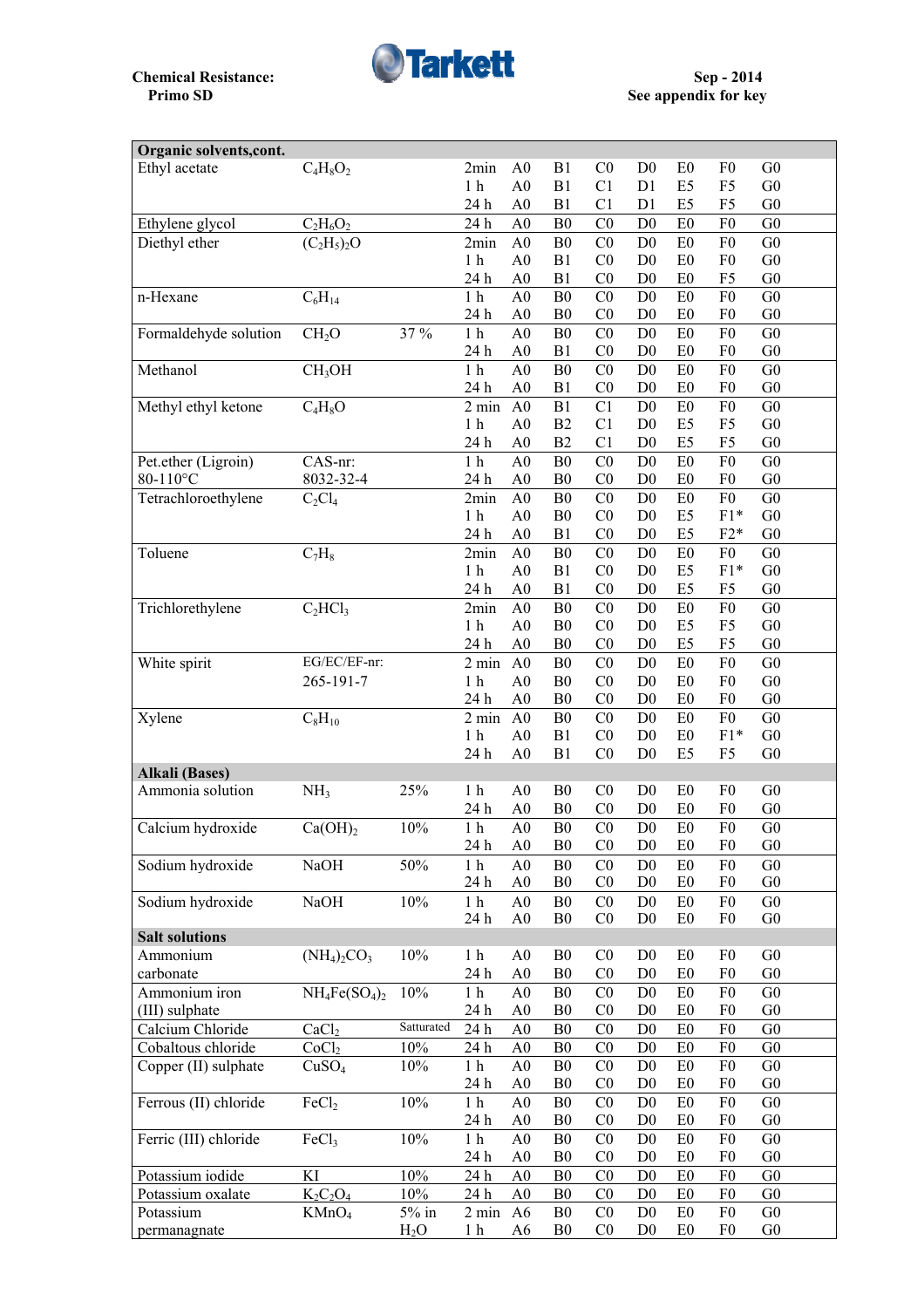**Chemical Resistance: Primo SD**

**Sep - 2014**
**See appendix for key**

| Organic solvents,cont. | | | | | | | | | | |
|---|---|---|---|---|---|---|---|---|---|---|
| Ethyl acetate | $C_4H_8O_2$ | | 2min | A0 | B1 | C0 | D0 | E0 | F0 | G0 |
| | | | 1 h | A0 | B1 | C1 | D1 | E5 | F5 | G0 |
| | | | 24 h | A0 | B1 | C1 | D1 | E5 | F5 | G0 |
| Ethylene glycol | $C_2H_6O_2$ | | 24 h | A0 | B0 | C0 | D0 | E0 | F0 | G0 |
| Diethyl ether | $(C_2H_5)_2O$ | | 2min | A0 | B0 | C0 | D0 | E0 | F0 | G0 |
| | | | 1 h | A0 | B1 | C0 | D0 | E0 | F0 | G0 |
| | | | 24 h | A0 | B1 | C0 | D0 | E0 | F5 | G0 |
| n-Hexane | $C_6H_{14}$ | | 1 h | A0 | B0 | C0 | D0 | E0 | F0 | G0 |
| | | | 24 h | A0 | B0 | C0 | D0 | E0 | F0 | G0 |
| Formaldehyde solution | $CH_2O$ | 37 % | 1 h | A0 | B0 | C0 | D0 | E0 | F0 | G0 |
| | | | 24 h | A0 | B1 | C0 | D0 | E0 | F0 | G0 |
| Methanol | $CH_3OH$ | | 1 h | A0 | B0 | C0 | D0 | E0 | F0 | G0 |
| | | | 24 h | A0 | B1 | C0 | D0 | E0 | F0 | G0 |
| Methyl ethyl ketone | $C_4H_8O$ | | 2 min | A0 | B1 | C1 | D0 | E0 | F0 | G0 |
| | | | 1 h | A0 | B2 | C1 | D0 | E5 | F5 | G0 |
| | | | 24 h | A0 | B2 | C1 | D0 | E5 | F5 | G0 |
| Pet.ether (Ligroin) 80-110°C | CAS-nr: 8032-32-4 | | 1 h | A0 | B0 | C0 | D0 | E0 | F0 | G0 |
| | | | 24 h | A0 | B0 | C0 | D0 | E0 | F0 | G0 |
| Tetrachloroethylene | $C_2Cl_4$ | | 2min | A0 | B0 | C0 | D0 | E0 | F0 | G0 |
| | | | 1 h | A0 | B0 | C0 | D0 | E5 | F1* | G0 |
| | | | 24 h | A0 | B1 | C0 | D0 | E5 | F2* | G0 |
| Toluene | $C_7H_8$ | | 2min | A0 | B0 | C0 | D0 | E0 | F0 | G0 |
| | | | 1 h | A0 | B1 | C0 | D0 | E5 | F1* | G0 |
| | | | 24 h | A0 | B1 | C0 | D0 | E5 | F5 | G0 |
| Trichlorethylene | $C_2HCl_3$ | | 2min | A0 | B0 | C0 | D0 | E0 | F0 | G0 |
| | | | 1 h | A0 | B0 | C0 | D0 | E5 | F5 | G0 |
| | | | 24 h | A0 | B0 | C0 | D0 | E5 | F5 | G0 |
| White spirit | EG/EC/EF-nr: 265-191-7 | | 2 min | A0 | B0 | C0 | D0 | E0 | F0 | G0 |
| | | | 1 h | A0 | B0 | C0 | D0 | E0 | F0 | G0 |
| | | | 24 h | A0 | B0 | C0 | D0 | E0 | F0 | G0 |
| Xylene | $C_8H_{10}$ | | 2 min | A0 | B0 | C0 | D0 | E0 | F0 | G0 |
| | | | 1 h | A0 | B1 | C0 | D0 | E0 | F1* | G0 |
| | | | 24 h | A0 | B1 | C0 | D0 | E5 | F5 | G0 |
| **Alkali (Bases)** | | | | | | | | | | |
| Ammonia solution | $NH_3$ | 25% | 1 h | A0 | B0 | C0 | D0 | E0 | F0 | G0 |
| | | | 24 h | A0 | B0 | C0 | D0 | E0 | F0 | G0 |
| Calcium hydroxide | $Ca(OH)_2$ | 10% | 1 h | A0 | B0 | C0 | D0 | E0 | F0 | G0 |
| | | | 24 h | A0 | B0 | C0 | D0 | E0 | F0 | G0 |
| Sodium hydroxide | NaOH | 50% | 1 h | A0 | B0 | C0 | D0 | E0 | F0 | G0 |
| | | | 24 h | A0 | B0 | C0 | D0 | E0 | F0 | G0 |
| Sodium hydroxide | NaOH | 10% | 1 h | A0 | B0 | C0 | D0 | E0 | F0 | G0 |
| | | | 24 h | A0 | B0 | C0 | D0 | E0 | F0 | G0 |
| **Salt solutions** | | | | | | | | | | |
| Ammonium carbonate | $(NH_4)_2CO_3$ | 10% | 1 h | A0 | B0 | C0 | D0 | E0 | F0 | G0 |
| | | | 24 h | A0 | B0 | C0 | D0 | E0 | F0 | G0 |
| Ammonium iron (III) sulphate | $NH_4Fe(SO_4)_2$ | 10% | 1 h | A0 | B0 | C0 | D0 | E0 | F0 | G0 |
| | | | 24 h | A0 | B0 | C0 | D0 | E0 | F0 | G0 |
| Calcium Chloride | $CaCl_2$ | Satturated | 24 h | A0 | B0 | C0 | D0 | E0 | F0 | G0 |
| Cobaltous chloride | $CoCl_2$ | 10% | 24 h | A0 | B0 | C0 | D0 | E0 | F0 | G0 |
| Copper (II) sulphate | $CuSO_4$ | 10% | 1 h | A0 | B0 | C0 | D0 | E0 | F0 | G0 |
| | | | 24 h | A0 | B0 | C0 | D0 | E0 | F0 | G0 |
| Ferrous (II) chloride | $FeCl_2$ | 10% | 1 h | A0 | B0 | C0 | D0 | E0 | F0 | G0 |
| | | | 24 h | A0 | B0 | C0 | D0 | E0 | F0 | G0 |
| Ferric (III) chloride | $FeCl_3$ | 10% | 1 h | A0 | B0 | C0 | D0 | E0 | F0 | G0 |
| | | | 24 h | A0 | B0 | C0 | D0 | E0 | F0 | G0 |
| Potassium iodide | KI | 10% | 24 h | A0 | B0 | C0 | D0 | E0 | F0 | G0 |
| Potassium oxalate | $K_2C_2O_4$ | 10% | 24 h | A0 | B0 | C0 | D0 | E0 | F0 | G0 |
| Potassium permanagnate | $KMnO_4$ | 5% in $H_2O$ | 2 min | A6 | B0 | C0 | D0 | E0 | F0 | G0 |
| | | | 1 h | A6 | B0 | C0 | D0 | E0 | F0 | G0 |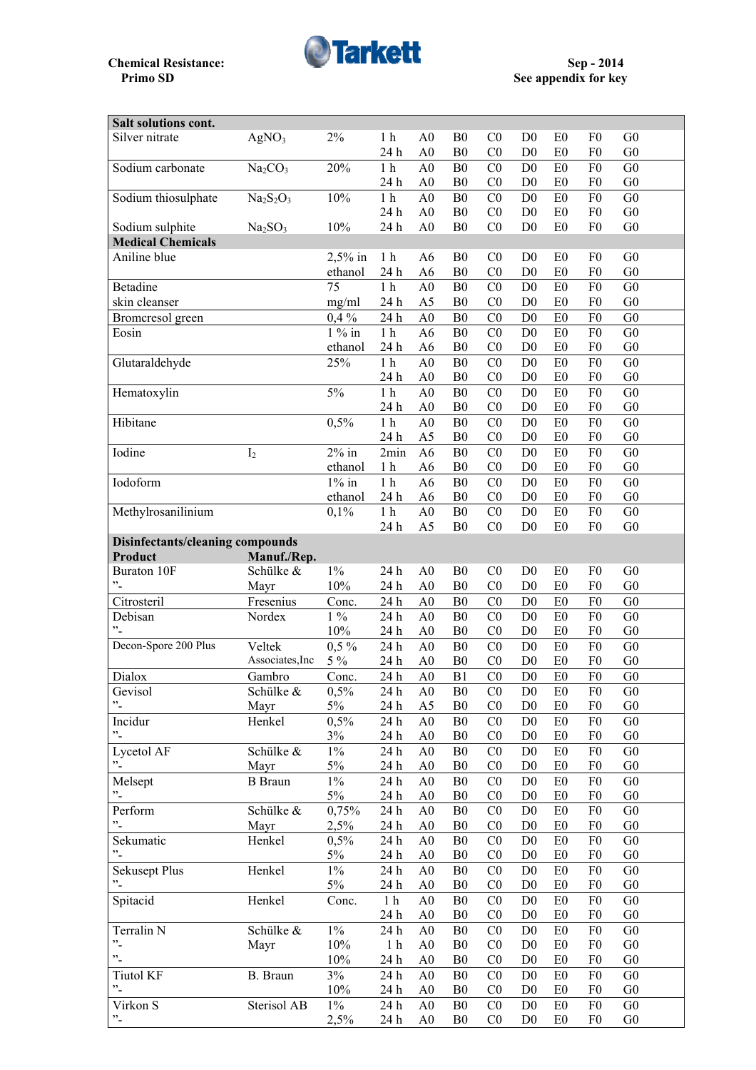Chemical Resistance: Primo SD

Sep - 2014
See appendix for key

| Salt solutions cont. | | | | | | | | | | |
|---|---|---|---|---|---|---|---|---|---|---|
| Silver nitrate | $AgNO_3$ | 2% | 1 h | A0 | B0 | C0 | D0 | E0 | F0 | G0 |
| | | | 24 h | A0 | B0 | C0 | D0 | E0 | F0 | G0 |
| Sodium carbonate | $Na_2CO_3$ | 20% | 1 h | A0 | B0 | C0 | D0 | E0 | F0 | G0 |
| | | | 24 h | A0 | B0 | C0 | D0 | E0 | F0 | G0 |
| Sodium thiosulphate | $Na_2S_2O_3$ | 10% | 1 h | A0 | B0 | C0 | D0 | E0 | F0 | G0 |
| | | | 24 h | A0 | B0 | C0 | D0 | E0 | F0 | G0 |
| Sodium sulphite | $Na_2SO_3$ | 10% | 24 h | A0 | B0 | C0 | D0 | E0 | F0 | G0 |
| **Medical Chemicals** | | | | | | | | | | |
| Aniline blue | | 2,5% in | 1 h | A6 | B0 | C0 | D0 | E0 | F0 | G0 |
| | | ethanol | 24 h | A6 | B0 | C0 | D0 | E0 | F0 | G0 |
| Betadine | | 75 | 1 h | A0 | B0 | C0 | D0 | E0 | F0 | G0 |
| skin cleanser | | mg/ml | 24 h | A5 | B0 | C0 | D0 | E0 | F0 | G0 |
| Bromcresol green | | 0,4 % | 24 h | A0 | B0 | C0 | D0 | E0 | F0 | G0 |
| Eosin | | 1 % in | 1 h | A6 | B0 | C0 | D0 | E0 | F0 | G0 |
| | | ethanol | 24 h | A6 | B0 | C0 | D0 | E0 | F0 | G0 |
| Glutaraldehyde | | 25% | 1 h | A0 | B0 | C0 | D0 | E0 | F0 | G0 |
| | | | 24 h | A0 | B0 | C0 | D0 | E0 | F0 | G0 |
| Hematoxylin | | 5% | 1 h | A0 | B0 | C0 | D0 | E0 | F0 | G0 |
| | | | 24 h | A0 | B0 | C0 | D0 | E0 | F0 | G0 |
| Hibitane | | 0,5% | 1 h | A0 | B0 | C0 | D0 | E0 | F0 | G0 |
| | | | 24 h | A5 | B0 | C0 | D0 | E0 | F0 | G0 |
| Iodine | $I_2$ | 2% in | 2min | A6 | B0 | C0 | D0 | E0 | F0 | G0 |
| | | ethanol | 1 h | A6 | B0 | C0 | D0 | E0 | F0 | G0 |
| Iodoform | | 1% in | 1 h | A6 | B0 | C0 | D0 | E0 | F0 | G0 |
| | | ethanol | 24 h | A6 | B0 | C0 | D0 | E0 | F0 | G0 |
| Methylrosanilinium | | 0,1% | 1 h | A0 | B0 | C0 | D0 | E0 | F0 | G0 |
| | | | 24 h | A5 | B0 | C0 | D0 | E0 | F0 | G0 |
| **Disinfectants/cleaning compounds** | | | | | | | | | | |
| **Product** | **Manuf./Rep.** | | | | | | | | | |
| Buraton 10F | Schülke & | 1% | 24 h | A0 | B0 | C0 | D0 | E0 | F0 | G0 |
| ”- | Mayr | 10% | 24 h | A0 | B0 | C0 | D0 | E0 | F0 | G0 |
| Citrosteril | Fresenius | Conc. | 24 h | A0 | B0 | C0 | D0 | E0 | F0 | G0 |
| Debisan | Nordex | 1 % | 24 h | A0 | B0 | C0 | D0 | E0 | F0 | G0 |
| ”- | | 10% | 24 h | A0 | B0 | C0 | D0 | E0 | F0 | G0 |
| Decon-Spore 200 Plus | Veltek | 0,5 % | 24 h | A0 | B0 | C0 | D0 | E0 | F0 | G0 |
| | Associates,Inc | 5 % | 24 h | A0 | B0 | C0 | D0 | E0 | F0 | G0 |
| Dialox | Gambro | Conc. | 24 h | A0 | B1 | C0 | D0 | E0 | F0 | G0 |
| Gevisol | Schülke & | 0,5% | 24 h | A0 | B0 | C0 | D0 | E0 | F0 | G0 |
| ”- | Mayr | 5% | 24 h | A5 | B0 | C0 | D0 | E0 | F0 | G0 |
| Incidur | Henkel | 0,5% | 24 h | A0 | B0 | C0 | D0 | E0 | F0 | G0 |
| ”- | | 3% | 24 h | A0 | B0 | C0 | D0 | E0 | F0 | G0 |
| Lycetol AF | Schülke & | 1% | 24 h | A0 | B0 | C0 | D0 | E0 | F0 | G0 |
| ”- | Mayr | 5% | 24 h | A0 | B0 | C0 | D0 | E0 | F0 | G0 |
| Melsept | B Braun | 1% | 24 h | A0 | B0 | C0 | D0 | E0 | F0 | G0 |
| ”- | | 5% | 24 h | A0 | B0 | C0 | D0 | E0 | F0 | G0 |
| Perform | Schülke & | 0,75% | 24 h | A0 | B0 | C0 | D0 | E0 | F0 | G0 |
| ”- | Mayr | 2,5% | 24 h | A0 | B0 | C0 | D0 | E0 | F0 | G0 |
| Sekumatic | Henkel | 0,5% | 24 h | A0 | B0 | C0 | D0 | E0 | F0 | G0 |
| ”- | | 5% | 24 h | A0 | B0 | C0 | D0 | E0 | F0 | G0 |
| Sekusept Plus | Henkel | 1% | 24 h | A0 | B0 | C0 | D0 | E0 | F0 | G0 |
| ”- | | 5% | 24 h | A0 | B0 | C0 | D0 | E0 | F0 | G0 |
| Spitacid | Henkel | Conc. | 1 h | A0 | B0 | C0 | D0 | E0 | F0 | G0 |
| | | | 24 h | A0 | B0 | C0 | D0 | E0 | F0 | G0 |
| Terralin N | Schülke & | 1% | 24 h | A0 | B0 | C0 | D0 | E0 | F0 | G0 |
| ”- | Mayr | 10% | 1 h | A0 | B0 | C0 | D0 | E0 | F0 | G0 |
| ”- | | 10% | 24 h | A0 | B0 | C0 | D0 | E0 | F0 | G0 |
| Tiutol KF | B. Braun | 3% | 24 h | A0 | B0 | C0 | D0 | E0 | F0 | G0 |
| ”- | | 10% | 24 h | A0 | B0 | C0 | D0 | E0 | F0 | G0 |
| Virkon S | Sterisol AB | 1% | 24 h | A0 | B0 | C0 | D0 | E0 | F0 | G0 |
| ”- | | 2,5% | 24 h | A0 | B0 | C0 | D0 | E0 | F0 | G0 |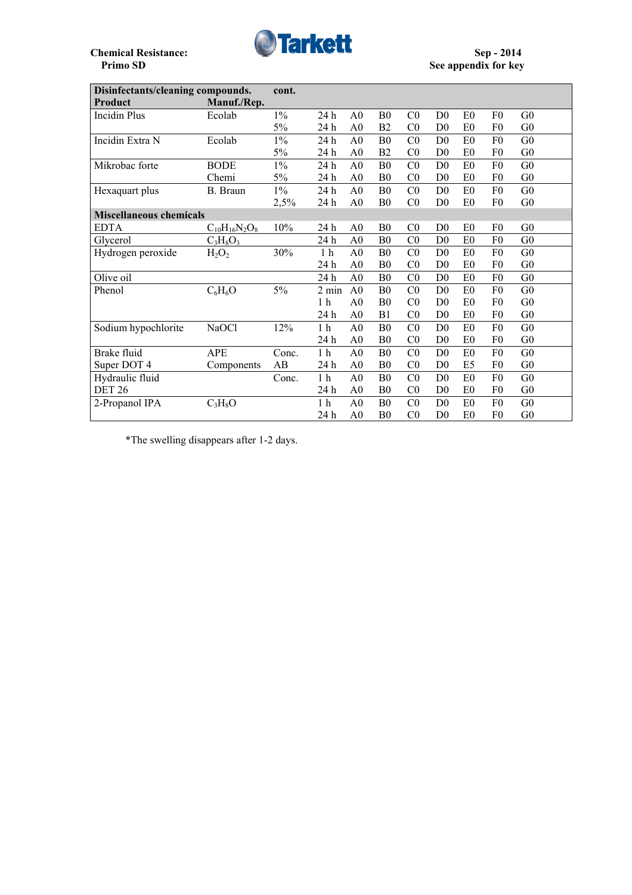**Chemical Resistance:**
**Primo SD**

**Sep - 2014**
**See appendix for key**

| Disinfectants/cleaning compounds. Product | Manuf./Rep. | cont. | | | | | | | | |
|---|---|---|---|---|---|---|---|---|---|---|
| Incidin Plus | Ecolab | 1% | 24 h | A0 | B0 | C0 | D0 | E0 | F0 | G0 |
| | | 5% | 24 h | A0 | B2 | C0 | D0 | E0 | F0 | G0 |
| Incidin Extra N | Ecolab | 1% | 24 h | A0 | B0 | C0 | D0 | E0 | F0 | G0 |
| | | 5% | 24 h | A0 | B2 | C0 | D0 | E0 | F0 | G0 |
| Mikrobac forte | BODE | 1% | 24 h | A0 | B0 | C0 | D0 | E0 | F0 | G0 |
| | Chemi | 5% | 24 h | A0 | B0 | C0 | D0 | E0 | F0 | G0 |
| Hexaquart plus | B. Braun | 1% | 24 h | A0 | B0 | C0 | D0 | E0 | F0 | G0 |
| | | 2,5% | 24 h | A0 | B0 | C0 | D0 | E0 | F0 | G0 |
| **Miscellaneous chemicals** | | | | | | | | | | |
| EDTA | $C_{10}H_{16}N_2O_8$ | 10% | 24 h | A0 | B0 | C0 | D0 | E0 | F0 | G0 |
| Glycerol | $C_3H_8O_3$ | | 24 h | A0 | B0 | C0 | D0 | E0 | F0 | G0 |
| Hydrogen peroxide | $H_2O_2$ | 30% | 1 h | A0 | B0 | C0 | D0 | E0 | F0 | G0 |
| | | | 24 h | A0 | B0 | C0 | D0 | E0 | F0 | G0 |
| Olive oil | | | 24 h | A0 | B0 | C0 | D0 | E0 | F0 | G0 |
| Phenol | $C_6H_6O$ | 5% | 2 min | A0 | B0 | C0 | D0 | E0 | F0 | G0 |
| | | | 1 h | A0 | B0 | C0 | D0 | E0 | F0 | G0 |
| | | | 24 h | A0 | B1 | C0 | D0 | E0 | F0 | G0 |
| Sodium hypochlorite | NaOCl | 12% | 1 h | A0 | B0 | C0 | D0 | E0 | F0 | G0 |
| | | | 24 h | A0 | B0 | C0 | D0 | E0 | F0 | G0 |
| Brake fluid | APE | Conc. | 1 h | A0 | B0 | C0 | D0 | E0 | F0 | G0 |
| Super DOT 4 | Components | AB | 24 h | A0 | B0 | C0 | D0 | E5 | F0 | G0 |
| Hydraulic fluid | | Conc. | 1 h | A0 | B0 | C0 | D0 | E0 | F0 | G0 |
| DET 26 | | | 24 h | A0 | B0 | C0 | D0 | E0 | F0 | G0 |
| 2-Propanol IPA | $C_3H_8O$ | | 1 h | A0 | B0 | C0 | D0 | E0 | F0 | G0 |
| | | | 24 h | A0 | B0 | C0 | D0 | E0 | F0 | G0 |

*The swelling disappears after 1-2 days.